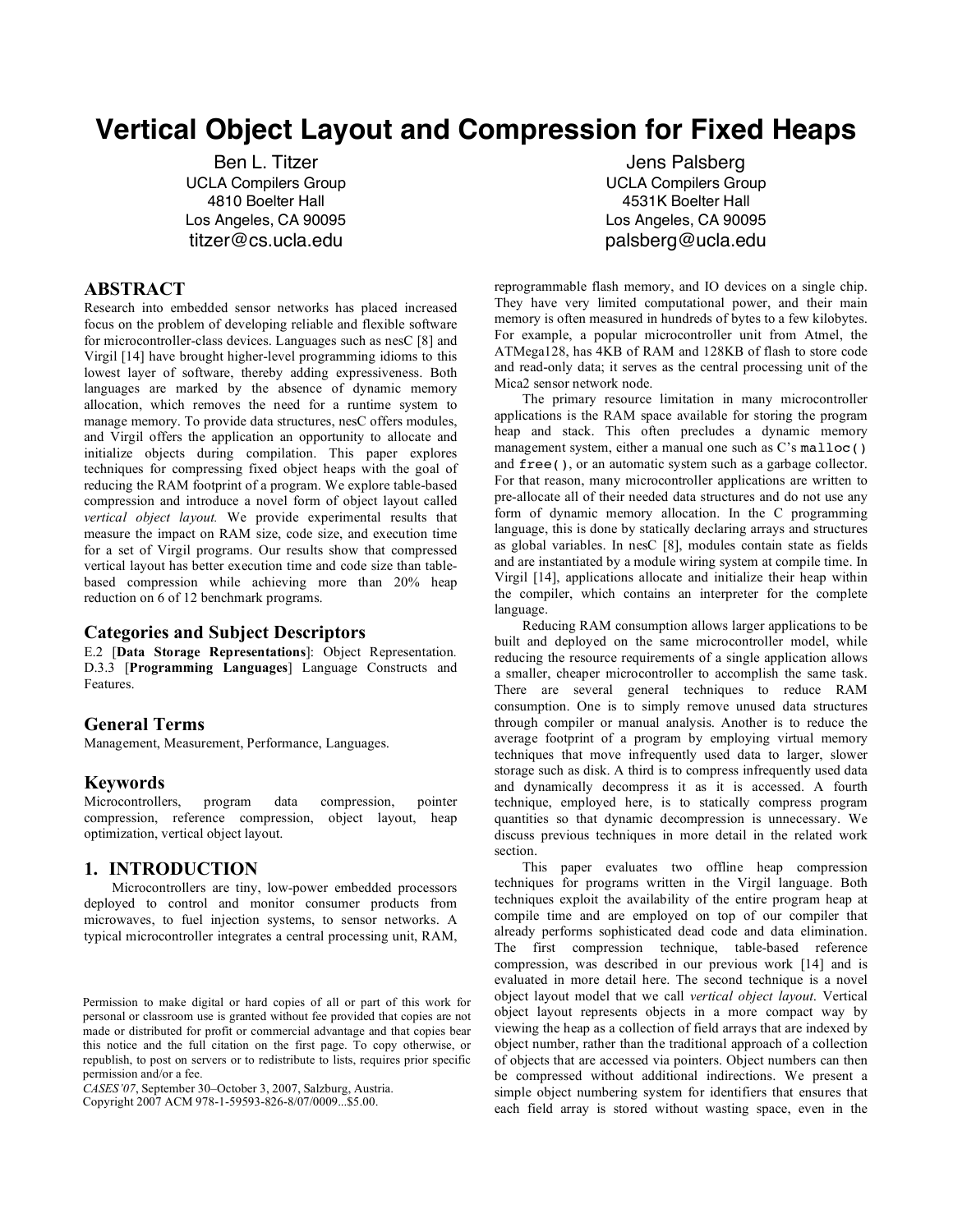# Vertical Object Layout and Compression for Fixed Heaps

Ben L. Titzer
UCLA Compilers Group
4810 Boelter Hall
Los Angeles, CA 90095
titzer@cs.ucla.edu

Jens Palsberg
UCLA Compilers Group
4531K Boelter Hall
Los Angeles, CA 90095
palsberg@ucla.edu

## ABSTRACT

Research into embedded sensor networks has placed increased focus on the problem of developing reliable and flexible software for microcontroller-class devices. Languages such as nesC [8] and Virgil [14] have brought higher-level programming idioms to this lowest layer of software, thereby adding expressiveness. Both languages are marked by the absence of dynamic memory allocation, which removes the need for a runtime system to manage memory. To provide data structures, nesC offers modules, and Virgil offers the application an opportunity to allocate and initialize objects during compilation. This paper explores techniques for compressing fixed object heaps with the goal of reducing the RAM footprint of a program. We explore table-based compression and introduce a novel form of object layout called *vertical object layout.* We provide experimental results that measure the impact on RAM size, code size, and execution time for a set of Virgil programs. Our results show that compressed vertical layout has better execution time and code size than table-based compression while achieving more than 20% heap reduction on 6 of 12 benchmark programs.

## Categories and Subject Descriptors

E.2 [**Data Storage Representations**]: Object Representation. D.3.3 [**Programming Languages**] Language Constructs and Features.

## General Terms

Management, Measurement, Performance, Languages.

## Keywords

Microcontrollers, program data compression, pointer compression, reference compression, object layout, heap optimization, vertical object layout.

## 1. INTRODUCTION

Microcontrollers are tiny, low-power embedded processors deployed to control and monitor consumer products from microwaves, to fuel injection systems, to sensor networks. A typical microcontroller integrates a central processing unit, RAM, reprogrammable flash memory, and IO devices on a single chip. They have very limited computational power, and their main memory is often measured in hundreds of bytes to a few kilobytes. For example, a popular microcontroller unit from Atmel, the ATMega128, has 4KB of RAM and 128KB of flash to store code and read-only data; it serves as the central processing unit of the Mica2 sensor network node.

The primary resource limitation in many microcontroller applications is the RAM space available for storing the program heap and stack. This often precludes a dynamic memory management system, either a manual one such as C's `malloc()` and `free()`, or an automatic system such as a garbage collector. For that reason, many microcontroller applications are written to pre-allocate all of their needed data structures and do not use any form of dynamic memory allocation. In the C programming language, this is done by statically declaring arrays and structures as global variables. In nesC [8], modules contain state as fields and are instantiated by a module wiring system at compile time. In Virgil [14], applications allocate and initialize their heap within the compiler, which contains an interpreter for the complete language.

Reducing RAM consumption allows larger applications to be built and deployed on the same microcontroller model, while reducing the resource requirements of a single application allows a smaller, cheaper microcontroller to accomplish the same task. There are several general techniques to reduce RAM consumption. One is to simply remove unused data structures through compiler or manual analysis. Another is to reduce the average footprint of a program by employing virtual memory techniques that move infrequently used data to larger, slower storage such as disk. A third is to compress infrequently used data and dynamically decompress it as it is accessed. A fourth technique, employed here, is to statically compress program quantities so that dynamic decompression is unnecessary. We discuss previous techniques in more detail in the related work section.

This paper evaluates two offline heap compression techniques for programs written in the Virgil language. Both techniques exploit the availability of the entire program heap at compile time and are employed on top of our compiler that already performs sophisticated dead code and data elimination. The first compression technique, table-based reference compression, was described in our previous work [14] and is evaluated in more detail here. The second technique is a novel object layout model that we call *vertical object layout*. Vertical object layout represents objects in a more compact way by viewing the heap as a collection of field arrays that are indexed by object number, rather than the traditional approach of a collection of objects that are accessed via pointers. Object numbers can then be compressed without additional indirections. We present a simple object numbering system for identifiers that ensures that each field array is stored without wasting space, even in the

Permission to make digital or hard copies of all or part of this work for personal or classroom use is granted without fee provided that copies are not made or distributed for profit or commercial advantage and that copies bear this notice and the full citation on the first page. To copy otherwise, or republish, to post on servers or to redistribute to lists, requires prior specific permission and/or a fee.
*CASES'07*, September 30–October 3, 2007, Salzburg, Austria.
Copyright 2007 ACM 978-1-59593-826-8/07/0009...$5.00.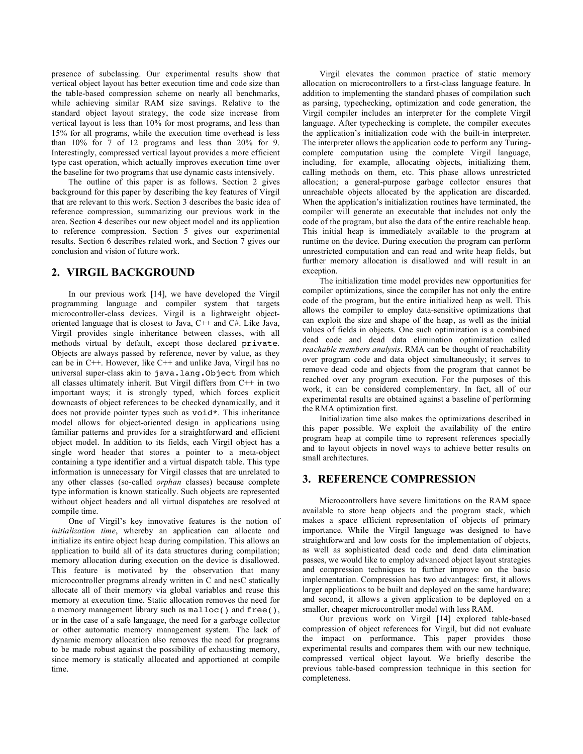presence of subclassing. Our experimental results show that vertical object layout has better execution time and code size than the table-based compression scheme on nearly all benchmarks, while achieving similar RAM size savings. Relative to the standard object layout strategy, the code size increase from vertical layout is less than 10% for most programs, and less than 15% for all programs, while the execution time overhead is less than 10% for 7 of 12 programs and less than 20% for 9. Interestingly, compressed vertical layout provides a more efficient type cast operation, which actually improves execution time over the baseline for two programs that use dynamic casts intensively.

The outline of this paper is as follows. Section 2 gives background for this paper by describing the key features of Virgil that are relevant to this work. Section 3 describes the basic idea of reference compression, summarizing our previous work in the area. Section 4 describes our new object model and its application to reference compression. Section 5 gives our experimental results. Section 6 describes related work, and Section 7 gives our conclusion and vision of future work.

## 2. VIRGIL BACKGROUND

In our previous work [14], we have developed the Virgil programming language and compiler system that targets microcontroller-class devices. Virgil is a lightweight object-oriented language that is closest to Java, C++ and C#. Like Java, Virgil provides single inheritance between classes, with all methods virtual by default, except those declared `private`. Objects are always passed by reference, never by value, as they can be in C++. However, like C++ and unlike Java, Virgil has no universal super-class akin to `java.lang.Object` from which all classes ultimately inherit. But Virgil differs from C++ in two important ways; it is strongly typed, which forces explicit downcasts of object references to be checked dynamically, and it does not provide pointer types such as `void*`. This inheritance model allows for object-oriented design in applications using familiar patterns and provides for a straightforward and efficient object model. In addition to its fields, each Virgil object has a single word header that stores a pointer to a meta-object containing a type identifier and a virtual dispatch table. This type information is unnecessary for Virgil classes that are unrelated to any other classes (so-called *orphan* classes) because complete type information is known statically. Such objects are represented without object headers and all virtual dispatches are resolved at compile time.

One of Virgil's key innovative features is the notion of *initialization time*, whereby an application can allocate and initialize its entire object heap during compilation. This allows an application to build all of its data structures during compilation; memory allocation during execution on the device is disallowed. This feature is motivated by the observation that many microcontroller programs already written in C and nesC statically allocate all of their memory via global variables and reuse this memory at execution time. Static allocation removes the need for a memory management library such as `malloc()` and `free()`, or in the case of a safe language, the need for a garbage collector or other automatic memory management system. The lack of dynamic memory allocation also removes the need for programs to be made robust against the possibility of exhausting memory, since memory is statically allocated and apportioned at compile time.

Virgil elevates the common practice of static memory allocation on microcontrollers to a first-class language feature. In addition to implementing the standard phases of compilation such as parsing, typechecking, optimization and code generation, the Virgil compiler includes an interpreter for the complete Virgil language. After typechecking is complete, the compiler executes the application's initialization code with the built-in interpreter. The interpreter allows the application code to perform any Turing-complete computation using the complete Virgil language, including, for example, allocating objects, initializing them, calling methods on them, etc. This phase allows unrestricted allocation; a general-purpose garbage collector ensures that unreachable objects allocated by the application are discarded. When the application's initialization routines have terminated, the compiler will generate an executable that includes not only the code of the program, but also the data of the entire reachable heap. This initial heap is immediately available to the program at runtime on the device. During execution the program can perform unrestricted computation and can read and write heap fields, but further memory allocation is disallowed and will result in an exception.

The initialization time model provides new opportunities for compiler optimizations, since the compiler has not only the entire code of the program, but the entire initialized heap as well. This allows the compiler to employ data-sensitive optimizations that can exploit the size and shape of the heap, as well as the initial values of fields in objects. One such optimization is a combined dead code and dead data elimination optimization called *reachable members analysis*. RMA can be thought of reachability over program code and data object simultaneously; it serves to remove dead code and objects from the program that cannot be reached over any program execution. For the purposes of this work, it can be considered complementary. In fact, all of our experimental results are obtained against a baseline of performing the RMA optimization first.

Initialization time also makes the optimizations described in this paper possible. We exploit the availability of the entire program heap at compile time to represent references specially and to layout objects in novel ways to achieve better results on small architectures.

## 3. REFERENCE COMPRESSION

Microcontrollers have severe limitations on the RAM space available to store heap objects and the program stack, which makes a space efficient representation of objects of primary importance. While the Virgil language was designed to have straightforward and low costs for the implementation of objects, as well as sophisticated dead code and dead data elimination passes, we would like to employ advanced object layout strategies and compression techniques to further improve on the basic implementation. Compression has two advantages: first, it allows larger applications to be built and deployed on the same hardware; and second, it allows a given application to be deployed on a smaller, cheaper microcontroller model with less RAM.

Our previous work on Virgil [14] explored table-based compression of object references for Virgil, but did not evaluate the impact on performance. This paper provides those experimental results and compares them with our new technique, compressed vertical object layout. We briefly describe the previous table-based compression technique in this section for completeness.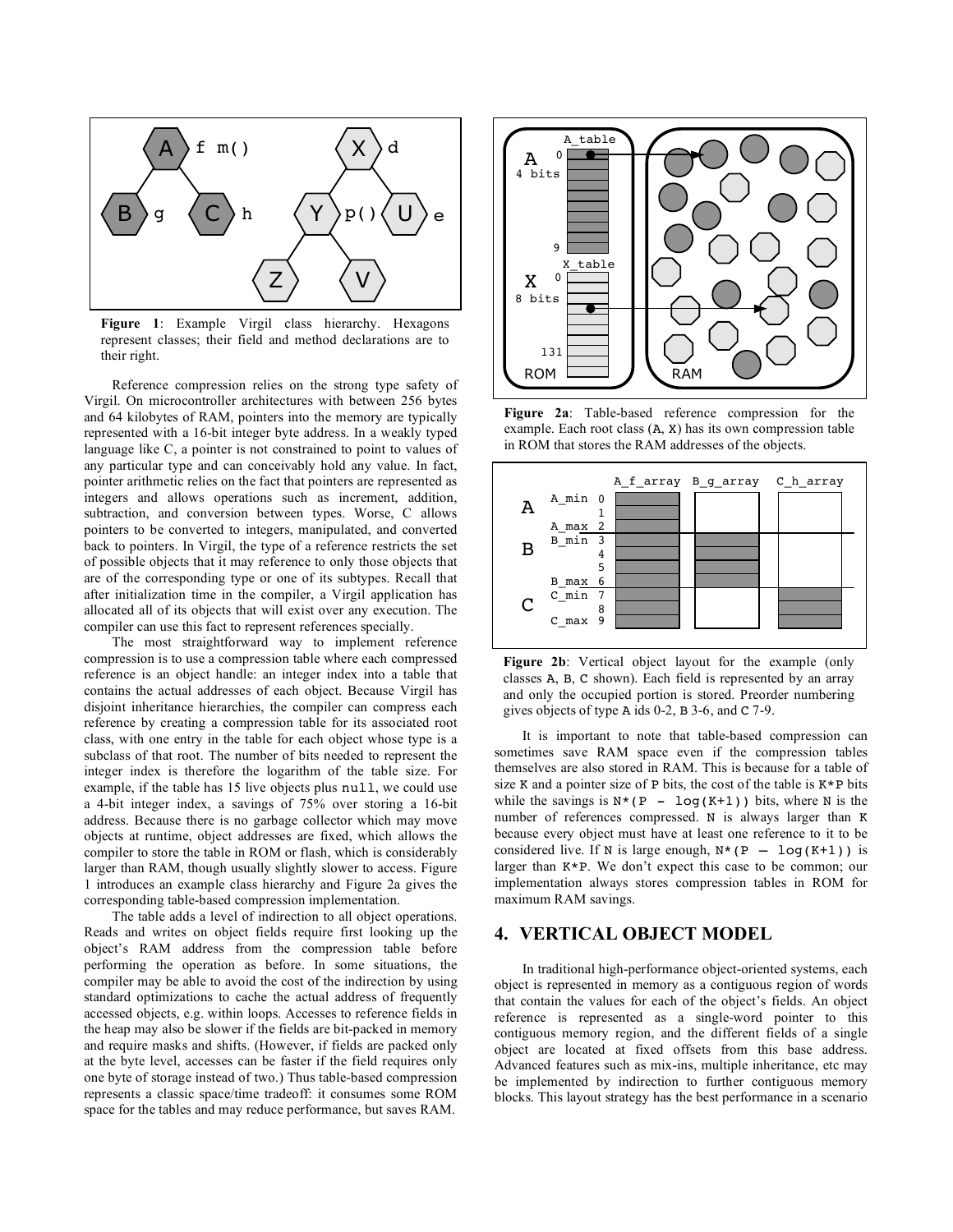**Figure 1**: Example Virgil class hierarchy. Hexagons represent classes; their field and method declarations are to their right.

Reference compression relies on the strong type safety of Virgil. On microcontroller architectures with between 256 bytes and 64 kilobytes of RAM, pointers into the memory are typically represented with a 16-bit integer byte address. In a weakly typed language like C, a pointer is not constrained to point to values of any particular type and can conceivably hold any value. In fact, pointer arithmetic relies on the fact that pointers are represented as integers and allows operations such as increment, addition, subtraction, and conversion between types. Worse, C allows pointers to be converted to integers, manipulated, and converted back to pointers. In Virgil, the type of a reference restricts the set of possible objects that it may reference to only those objects that are of the corresponding type or one of its subtypes. Recall that after initialization time in the compiler, a Virgil application has allocated all of its objects that will exist over any execution. The compiler can use this fact to represent references specially.

The most straightforward way to implement reference compression is to use a compression table where each compressed reference is an object handle: an integer index into a table that contains the actual addresses of each object. Because Virgil has disjoint inheritance hierarchies, the compiler can compress each reference by creating a compression table for its associated root class, with one entry in the table for each object whose type is a subclass of that root. The number of bits needed to represent the integer index is therefore the logarithm of the table size. For example, if the table has 15 live objects plus `null`, we could use a 4-bit integer index, a savings of 75% over storing a 16-bit address. Because there is no garbage collector which may move objects at runtime, object addresses are fixed, which allows the compiler to store the table in ROM or flash, which is considerably larger than RAM, though usually slightly slower to access. Figure 1 introduces an example class hierarchy and Figure 2a gives the corresponding table-based compression implementation.

The table adds a level of indirection to all object operations. Reads and writes on object fields require first looking up the object's RAM address from the compression table before performing the operation as before. In some situations, the compiler may be able to avoid the cost of the indirection by using standard optimizations to cache the actual address of frequently accessed objects, e.g. within loops. Accesses to reference fields in the heap may also be slower if the fields are bit-packed in memory and require masks and shifts. (However, if fields are packed only at the byte level, accesses can be faster if the field requires only one byte of storage instead of two.) Thus table-based compression represents a classic space/time tradeoff: it consumes some ROM space for the tables and may reduce performance, but saves RAM.

**Figure 2a**: Table-based reference compression for the example. Each root class (`A`, `X`) has its own compression table in ROM that stores the RAM addresses of the objects.

**Figure 2b**: Vertical object layout for the example (only classes `A`, `B`, `C` shown). Each field is represented by an array and only the occupied portion is stored. Preorder numbering gives objects of type `A` ids 0-2, `B` 3-6, and `C` 7-9.

It is important to note that table-based compression can sometimes save RAM space even if the compression tables themselves are also stored in RAM. This is because for a table of size `K` and a pointer size of `P` bits, the cost of the table is `K*P` bits while the savings is `N*(P - log(K+1))` bits, where `N` is the number of references compressed. `N` is always larger than `K` because every object must have at least one reference to it to be considered live. If `N` is large enough, `N*(P – log(K+1))` is larger than `K*P`. We don't expect this case to be common; our implementation always stores compression tables in ROM for maximum RAM savings.

## 4. VERTICAL OBJECT MODEL

In traditional high-performance object-oriented systems, each object is represented in memory as a contiguous region of words that contain the values for each of the object's fields. An object reference is represented as a single-word pointer to this contiguous memory region, and the different fields of a single object are located at fixed offsets from this base address. Advanced features such as mix-ins, multiple inheritance, etc may be implemented by indirection to further contiguous memory blocks. This layout strategy has the best performance in a scenario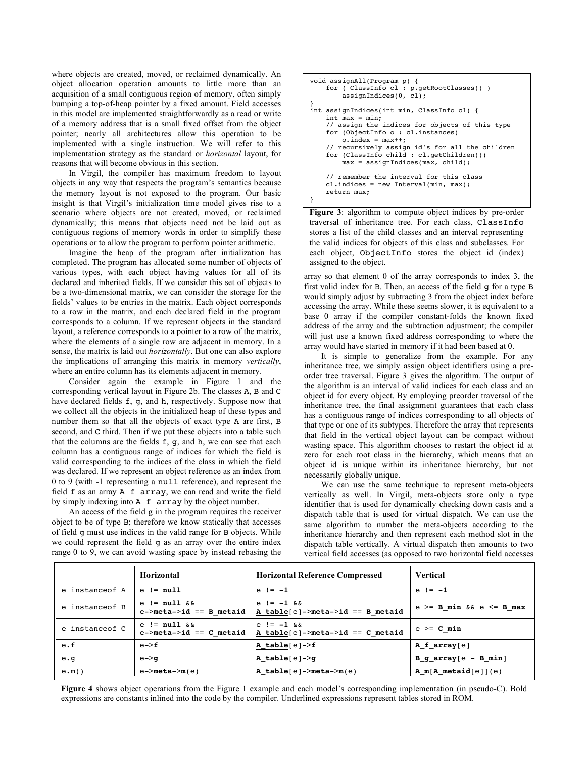where objects are created, moved, or reclaimed dynamically. An object allocation operation amounts to little more than an acquisition of a small contiguous region of memory, often simply bumping a top-of-heap pointer by a fixed amount. Field accesses in this model are implemented straightforwardly as a read or write of a memory address that is a small fixed offset from the object pointer; nearly all architectures allow this operation to be implemented with a single instruction. We will refer to this implementation strategy as the standard or *horizontal* layout, for reasons that will become obvious in this section.

In Virgil, the compiler has maximum freedom to layout objects in any way that respects the program's semantics because the memory layout is not exposed to the program. Our basic insight is that Virgil's initialization time model gives rise to a scenario where objects are not created, moved, or reclaimed dynamically; this means that objects need not be laid out as contiguous regions of memory words in order to simplify these operations or to allow the program to perform pointer arithmetic.

Imagine the heap of the program after initialization has completed. The program has allocated some number of objects of various types, with each object having values for all of its declared and inherited fields. If we consider this set of objects to be a two-dimensional matrix, we can consider the storage for the fields' values to be entries in the matrix. Each object corresponds to a row in the matrix, and each declared field in the program corresponds to a column. If we represent objects in the standard layout, a reference corresponds to a pointer to a row of the matrix, where the elements of a single row are adjacent in memory. In a sense, the matrix is laid out *horizontally*. But one can also explore the implications of arranging this matrix in memory *vertically*, where an entire column has its elements adjacent in memory.

Consider again the example in Figure 1 and the corresponding vertical layout in Figure 2b. The classes `A`, `B` and `C` have declared fields `f`, `g`, and `h`, respectively. Suppose now that we collect all the objects in the initialized heap of these types and number them so that all the objects of exact type `A` are first, `B` second, and `C` third. Then if we put these objects into a table such that the columns are the fields `f`, `g`, and `h`, we can see that each column has a contiguous range of indices for which the field is valid corresponding to the indices of the class in which the field was declared. If we represent an object reference as an index from 0 to 9 (with -1 representing a `null` reference), and represent the field `f` as an array `A_f_array`, we can read and write the field by simply indexing into `A_f_array` by the object number.

An access of the field `g` in the program requires the receiver object to be of type `B`; therefore we know statically that accesses of field `g` must use indices in the valid range for `B` objects. While we could represent the field `g` as an array over the entire index range 0 to 9, we can avoid wasting space by instead rebasing the

```
void assignAll(Program p) {
    for ( ClassInfo cl : p.getRootClasses() )
        assignIndices(0, cl);
}
int assignIndices(int min, ClassInfo cl) {
    int max = min;
    // assign the indices for objects of this type
    for (ObjectInfo o : cl.instances)
        o.index = max++;
    // recursively assign id's for all the children
    for (ClassInfo child : cl.getChildren())
        max = assignIndices(max, child);

    // remember the interval for this class
    cl.indices = new Interval(min, max);
    return max;
}
```

**Figure 3**: algorithm to compute object indices by pre-order traversal of inheritance tree. For each class, `ClassInfo` stores a list of the child classes and an interval representing the valid indices for objects of this class and subclasses. For each object, `ObjectInfo` stores the object id (index) assigned to the object.

array so that element 0 of the array corresponds to index 3, the first valid index for `B`. Then, an access of the field `g` for a type `B` would simply adjust by subtracting 3 from the object index before accessing the array. While these seems slower, it is equivalent to a base 0 array if the compiler constant-folds the known fixed address of the array and the subtraction adjustment; the compiler will just use a known fixed address corresponding to where the array would have started in memory if it had been based at 0.

It is simple to generalize from the example. For any inheritance tree, we simply assign object identifiers using a pre-order tree traversal. Figure 3 gives the algorithm. The output of the algorithm is an interval of valid indices for each class and an object id for every object. By employing preorder traversal of the inheritance tree, the final assignment guarantees that each class has a contiguous range of indices corresponding to all objects of that type or one of its subtypes. Therefore the array that represents that field in the vertical object layout can be compact without wasting space. This algorithm chooses to restart the object id at zero for each root class in the hierarchy, which means that an object id is unique within its inheritance hierarchy, but not necessarily globally unique.

We can use the same technique to represent meta-objects vertically as well. In Virgil, meta-objects store only a type identifier that is used for dynamically checking down casts and a dispatch table that is used for virtual dispatch. We can use the same algorithm to number the meta-objects according to the inheritance hierarchy and then represent each method slot in the dispatch table vertically. A virtual dispatch then amounts to two vertical field accesses (as opposed to two horizontal field accesses

| | Horizontal | Horizontal Reference Compressed | Vertical |
|---|---|---|---|
| `e instanceof A` | `e != `**`null`** | `e != `**`-1`** | `e != `**`-1`** |
| `e instanceof B` | `e != `**`null`**` && e->`**`meta->id`**` == `**`B_metaid`** | `e != `**`-1`**` && `<u>**`A_table`**</u>`[e]->`**`meta->id`**` == `**`B_metaid`** | `e >= `**`B_min`**` && e <= `**`B_max`** |
| `e instanceof C` | `e != `**`null`**` && e->`**`meta->id`**` == `**`C_metaid`** | `e != `**`-1`**` && `<u>**`A_table`**</u>`[e]->`**`meta->id`**` == `**`C_metaid`** | `e >= `**`C_min`** |
| `e.f` | `e->`**`f`** | <u>**`A_table`**</u>`[e]->`**`f`** | **`A_f_array`**`[e]` |
| `e.g` | `e->`**`g`** | <u>**`A_table`**</u>`[e]->`**`g`** | **`B_g_array`**`[e - `**`B_min`**`]` |
| `e.m()` | `e->`**`meta->m`**`(e)` | <u>**`A_table`**</u>`[e]->`**`meta->m`**`(e)` | **`A_m`**`[`**`A_metaid`**`[e]](e)` |

**Figure 4** shows object operations from the Figure 1 example and each model's corresponding implementation (in pseudo-C). Bold expressions are constants inlined into the code by the compiler. Underlined expressions represent tables stored in ROM.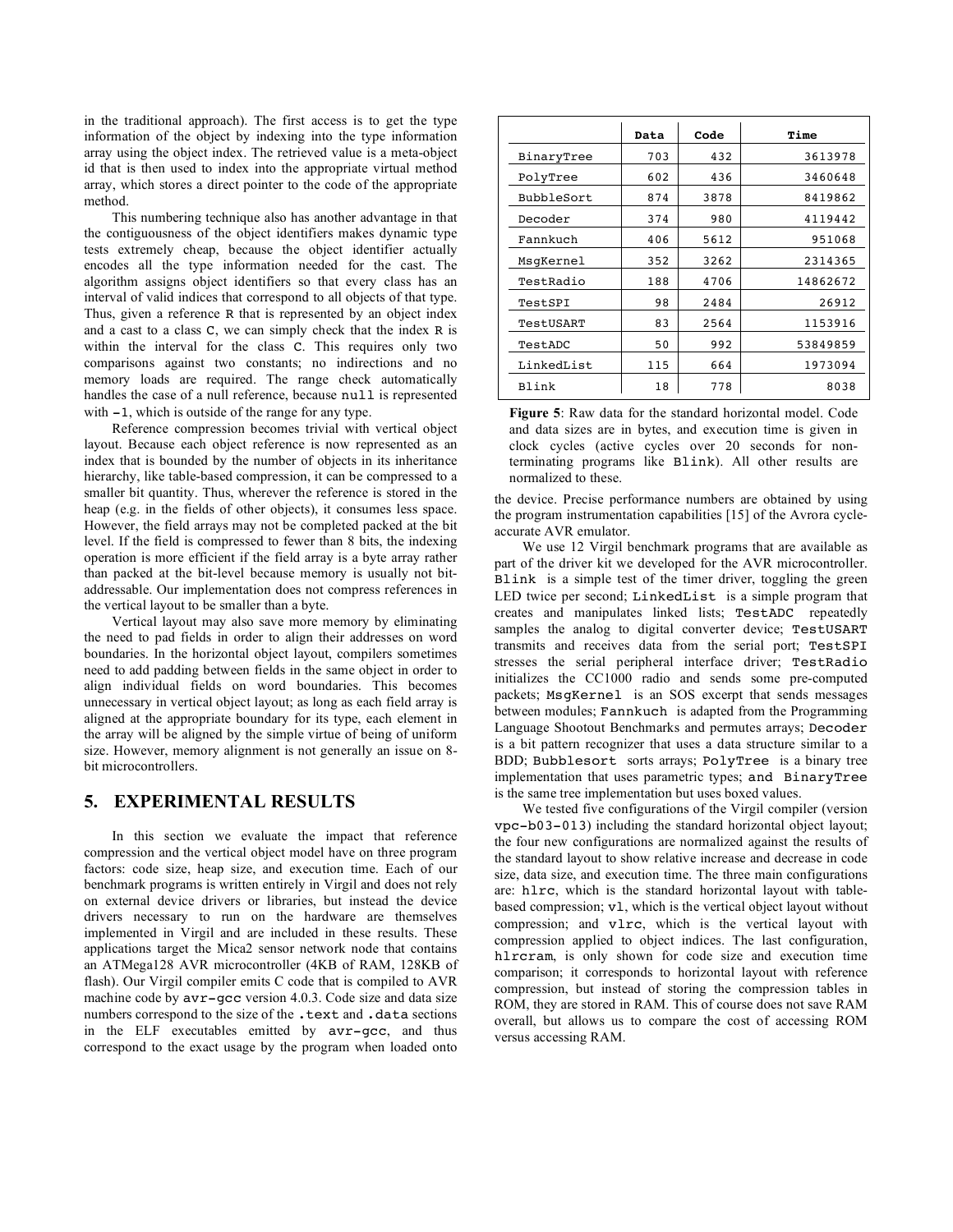in the traditional approach). The first access is to get the type information of the object by indexing into the type information array using the object index. The retrieved value is a meta-object id that is then used to index into the appropriate virtual method array, which stores a direct pointer to the code of the appropriate method.

This numbering technique also has another advantage in that the contiguousness of the object identifiers makes dynamic type tests extremely cheap, because the object identifier actually encodes all the type information needed for the cast. The algorithm assigns object identifiers so that every class has an interval of valid indices that correspond to all objects of that type. Thus, given a reference `R` that is represented by an object index and a cast to a class `C`, we can simply check that the index `R` is within the interval for the class `C`. This requires only two comparisons against two constants; no indirections and no memory loads are required. The range check automatically handles the case of a null reference, because `null` is represented with `-1`, which is outside of the range for any type.

Reference compression becomes trivial with vertical object layout. Because each object reference is now represented as an index that is bounded by the number of objects in its inheritance hierarchy, like table-based compression, it can be compressed to a smaller bit quantity. Thus, wherever the reference is stored in the heap (e.g. in the fields of other objects), it consumes less space. However, the field arrays may not be completed packed at the bit level. If the field is compressed to fewer than 8 bits, the indexing operation is more efficient if the field array is a byte array rather than packed at the bit-level because memory is usually not bit-addressable. Our implementation does not compress references in the vertical layout to be smaller than a byte.

Vertical layout may also save more memory by eliminating the need to pad fields in order to align their addresses on word boundaries. In the horizontal object layout, compilers sometimes need to add padding between fields in the same object in order to align individual fields on word boundaries. This becomes unnecessary in vertical object layout; as long as each field array is aligned at the appropriate boundary for its type, each element in the array will be aligned by the simple virtue of being of uniform size. However, memory alignment is not generally an issue on 8-bit microcontrollers.

## 5. EXPERIMENTAL RESULTS

In this section we evaluate the impact that reference compression and the vertical object model have on three program factors: code size, heap size, and execution time. Each of our benchmark programs is written entirely in Virgil and does not rely on external device drivers or libraries, but instead the device drivers necessary to run on the hardware are themselves implemented in Virgil and are included in these results. These applications target the Mica2 sensor network node that contains an ATMega128 AVR microcontroller (4KB of RAM, 128KB of flash). Our Virgil compiler emits C code that is compiled to AVR machine code by `avr-gcc` version 4.0.3. Code size and data size numbers correspond to the size of the `.text` and `.data` sections in the ELF executables emitted by `avr-gcc`, and thus correspond to the exact usage by the program when loaded onto the device. Precise performance numbers are obtained by using the program instrumentation capabilities [15] of the Avrora cycle-accurate AVR emulator.

| | Data | Code | Time |
|---|---|---|---|
| BinaryTree | 703 | 432 | 3613978 |
| PolyTree | 602 | 436 | 3460648 |
| BubbleSort | 874 | 3878 | 8419862 |
| Decoder | 374 | 980 | 4119442 |
| Fannkuch | 406 | 5612 | 951068 |
| MsgKernel | 352 | 3262 | 2314365 |
| TestRadio | 188 | 4706 | 14862672 |
| TestSPI | 98 | 2484 | 26912 |
| TestUSART | 83 | 2564 | 1153916 |
| TestADC | 50 | 992 | 53849859 |
| LinkedList | 115 | 664 | 1973094 |
| Blink | 18 | 778 | 8038 |

**Figure 5**: Raw data for the standard horizontal model. Code and data sizes are in bytes, and execution time is given in clock cycles (active cycles over 20 seconds for non-terminating programs like `Blink`). All other results are normalized to these.

We use 12 Virgil benchmark programs that are available as part of the driver kit we developed for the AVR microcontroller. `Blink` is a simple test of the timer driver, toggling the green LED twice per second; `LinkedList` is a simple program that creates and manipulates linked lists; `TestADC` repeatedly samples the analog to digital converter device; `TestUSART` transmits and receives data from the serial port; `TestSPI` stresses the serial peripheral interface driver; `TestRadio` initializes the CC1000 radio and sends some pre-computed packets; `MsgKernel` is an SOS excerpt that sends messages between modules; `Fannkuch` is adapted from the Programming Language Shootout Benchmarks and permutes arrays; `Decoder` is a bit pattern recognizer that uses a data structure similar to a BDD; `Bubblesort` sorts arrays; `PolyTree` is a binary tree implementation that uses parametric types; and `BinaryTree` is the same tree implementation but uses boxed values.

We tested five configurations of the Virgil compiler (version `vpc-b03-013`) including the standard horizontal object layout; the four new configurations are normalized against the results of the standard layout to show relative increase and decrease in code size, data size, and execution time. The three main configurations are: `hlrc`, which is the standard horizontal layout with table-based compression; `vl`, which is the vertical object layout without compression; and `vlrc`, which is the vertical layout with compression applied to object indices. The last configuration, `hlrcram`, is only shown for code size and execution time comparison; it corresponds to horizontal layout with reference compression, but instead of storing the compression tables in ROM, they are stored in RAM. This of course does not save RAM overall, but allows us to compare the cost of accessing ROM versus accessing RAM.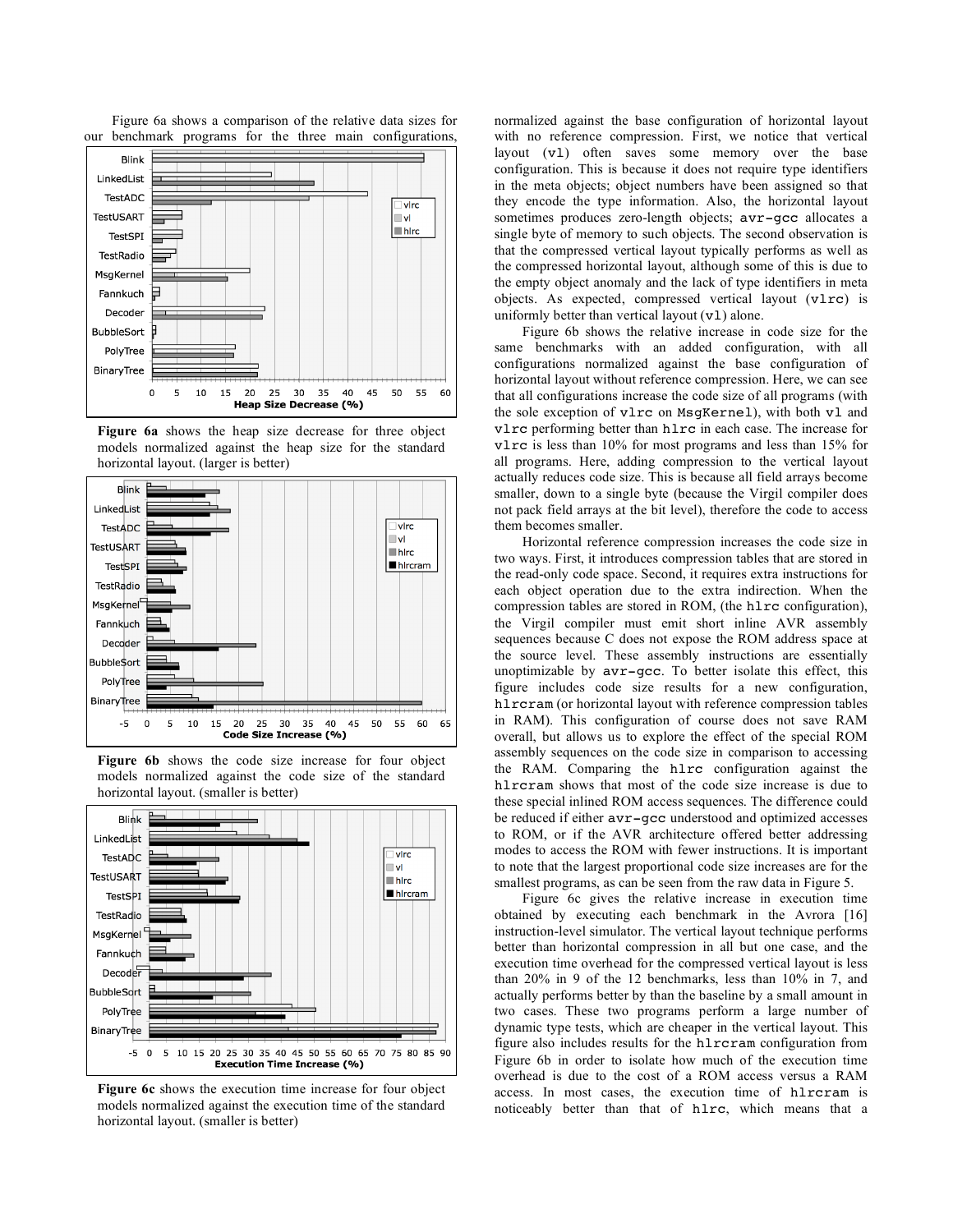Figure 6a shows a comparison of the relative data sizes for our benchmark programs for the three main configurations, normalized against the base configuration of horizontal layout with no reference compression. First, we notice that vertical layout (vl) often saves some memory over the base configuration. This is because it does not require type identifiers in the meta objects; object numbers have been assigned so that they encode the type information. Also, the horizontal layout sometimes produces zero-length objects; avr-gcc allocates a single byte of memory to such objects. The second observation is that the compressed vertical layout typically performs as well as the compressed horizontal layout, although some of this is due to the empty object anomaly and the lack of type identifiers in meta objects. As expected, compressed vertical layout (vlrc) is uniformly better than vertical layout (vl) alone.

Blink
LinkedList
TestADC
TestUSART
TestSPI
TestRadio
MsgKernel
Fannkuch
Decoder
BubbleSort
PolyTree
BinaryTree
0 5 10 15 20 25 30 35 40 45 50 55 60
Heap Size Decrease (%)
vlrc
vl
hlrc

**Figure 6a** shows the heap size decrease for three object models normalized against the heap size for the standard horizontal layout. (larger is better)

Blink
LinkedList
TestADC
TestUSART
TestSPI
TestRadio
MsgKernel
Fannkuch
Decoder
BubbleSort
PolyTree
BinaryTree
-5 0 5 10 15 20 25 30 35 40 45 50 55 60 65
Code Size Increase (%)
vlrc
vl
hlrc
hlrcram

**Figure 6b** shows the code size increase for four object models normalized against the code size of the standard horizontal layout. (smaller is better)

Blink
LinkedList
TestADC
TestUSART
TestSPI
TestRadio
MsgKernel
Fannkuch
Decoder
BubbleSort
PolyTree
BinaryTree
-5 0 5 10 15 20 25 30 35 40 45 50 55 60 65 70 75 80 85 90
Execution Time Increase (%)
vlrc
vl
hlrc
hlrcram

**Figure 6c** shows the execution time increase for four object models normalized against the execution time of the standard horizontal layout. (smaller is better)

Figure 6b shows the relative increase in code size for the same benchmarks with an added configuration, with all configurations normalized against the base configuration of horizontal layout without reference compression. Here, we can see that all configurations increase the code size of all programs (with the sole exception of vlrc on MsgKernel), with both vl and vlrc performing better than hlrc in each case. The increase for vlrc is less than 10% for most programs and less than 15% for all programs. Here, adding compression to the vertical layout actually reduces code size. This is because all field arrays become smaller, down to a single byte (because the Virgil compiler does not pack field arrays at the bit level), therefore the code to access them becomes smaller.

Horizontal reference compression increases the code size in two ways. First, it introduces compression tables that are stored in the read-only code space. Second, it requires extra instructions for each object operation due to the extra indirection. When the compression tables are stored in ROM, (the hlrc configuration), the Virgil compiler must emit short inline AVR assembly sequences because C does not expose the ROM address space at the source level. These assembly instructions are essentially unoptimizable by avr-gcc. To better isolate this effect, this figure includes code size results for a new configuration, hlrcram (or horizontal layout with reference compression tables in RAM). This configuration of course does not save RAM overall, but allows us to explore the effect of the special ROM assembly sequences on the code size in comparison to accessing the RAM. Comparing the hlrc configuration against the hlrcram shows that most of the code size increase is due to these special inlined ROM access sequences. The difference could be reduced if either avr-gcc understood and optimized accesses to ROM, or if the AVR architecture offered better addressing modes to access the ROM with fewer instructions. It is important to note that the largest proportional code size increases are for the smallest programs, as can be seen from the raw data in Figure 5.

Figure 6c gives the relative increase in execution time obtained by executing each benchmark in the Avrora [16] instruction-level simulator. The vertical layout technique performs better than horizontal compression in all but one case, and the execution time overhead for the compressed vertical layout is less than 20% in 9 of the 12 benchmarks, less than 10% in 7, and actually performs better by than the baseline by a small amount in two cases. These two programs perform a large number of dynamic type tests, which are cheaper in the vertical layout. This figure also includes results for the hlrcram configuration from Figure 6b in order to isolate how much of the execution time overhead is due to the cost of a ROM access versus a RAM access. In most cases, the execution time of hlrcram is noticeably better than that of hlrc, which means that a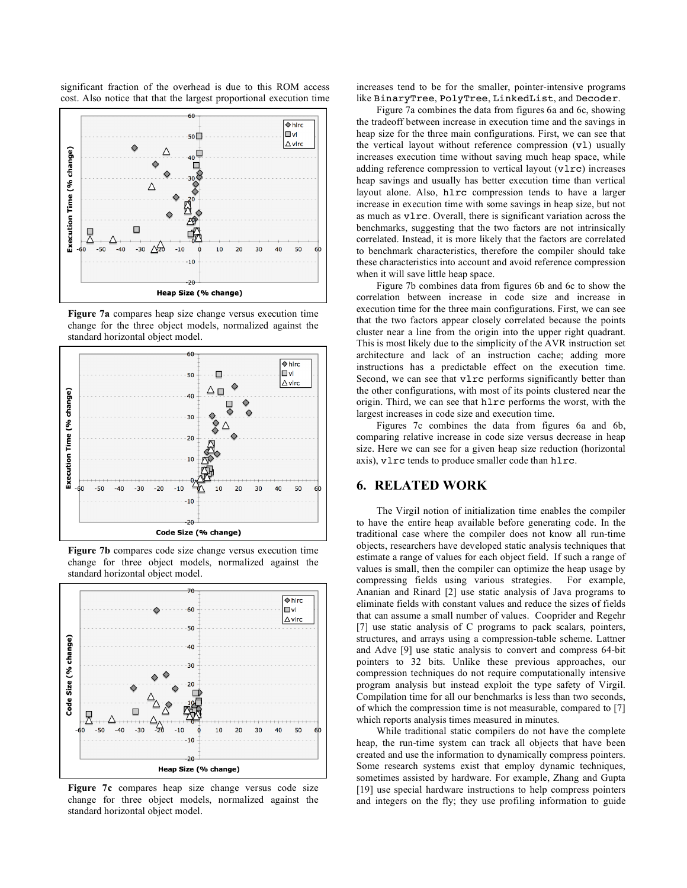significant fraction of the overhead is due to this ROM access cost. Also notice that that the largest proportional execution time increases tend to be for the smaller, pointer-intensive programs like `BinaryTree`, `PolyTree`, `LinkedList`, and `Decoder`.

**Figure 7a** compares heap size change versus execution time change for the three object models, normalized against the standard horizontal object model.

**Figure 7b** compares code size change versus execution time change for three object models, normalized against the standard horizontal object model.

**Figure 7c** compares heap size change versus code size change for three object models, normalized against the standard horizontal object model.

Figure 7a combines the data from figures 6a and 6c, showing the tradeoff between increase in execution time and the savings in heap size for the three main configurations. First, we can see that the vertical layout without reference compression (`vl`) usually increases execution time without saving much heap space, while adding reference compression to vertical layout (`vlrc`) increases heap savings and usually has better execution time than vertical layout alone. Also, `hlrc` compression tends to have a larger increase in execution time with some savings in heap size, but not as much as `vlrc`. Overall, there is significant variation across the benchmarks, suggesting that the two factors are not intrinsically correlated. Instead, it is more likely that the factors are correlated to benchmark characteristics, therefore the compiler should take these characteristics into account and avoid reference compression when it will save little heap space.

Figure 7b combines data from figures 6b and 6c to show the correlation between increase in code size and increase in execution time for the three main configurations. First, we can see that the two factors appear closely correlated because the points cluster near a line from the origin into the upper right quadrant. This is most likely due to the simplicity of the AVR instruction set architecture and lack of an instruction cache; adding more instructions has a predictable effect on the execution time. Second, we can see that `vlrc` performs significantly better than the other configurations, with most of its points clustered near the origin. Third, we can see that `hlrc` performs the worst, with the largest increases in code size and execution time.

Figures 7c combines the data from figures 6a and 6b, comparing relative increase in code size versus decrease in heap size. Here we can see for a given heap size reduction (horizontal axis), `vlrc` tends to produce smaller code than `hlrc`.

## 6. RELATED WORK

The Virgil notion of initialization time enables the compiler to have the entire heap available before generating code. In the traditional case where the compiler does not know all run-time objects, researchers have developed static analysis techniques that estimate a range of values for each object field. If such a range of values is small, then the compiler can optimize the heap usage by compressing fields using various strategies. For example, Ananian and Rinard [2] use static analysis of Java programs to eliminate fields with constant values and reduce the sizes of fields that can assume a small number of values. Cooprider and Regehr [7] use static analysis of C programs to pack scalars, pointers, structures, and arrays using a compression-table scheme. Lattner and Adve [9] use static analysis to convert and compress 64-bit pointers to 32 bits. Unlike these previous approaches, our compression techniques do not require computationally intensive program analysis but instead exploit the type safety of Virgil. Compilation time for all our benchmarks is less than two seconds, of which the compression time is not measurable, compared to [7] which reports analysis times measured in minutes.

While traditional static compilers do not have the complete heap, the run-time system can track all objects that have been created and use the information to dynamically compress pointers. Some research systems exist that employ dynamic techniques, sometimes assisted by hardware. For example, Zhang and Gupta [19] use special hardware instructions to help compress pointers and integers on the fly; they use profiling information to guide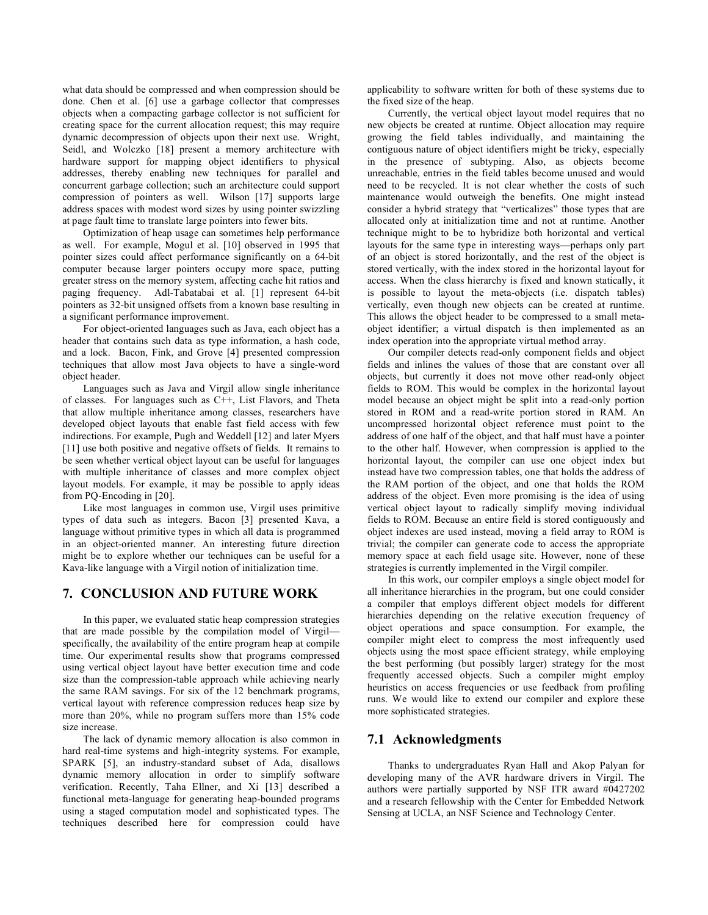what data should be compressed and when compression should be done. Chen et al. [6] use a garbage collector that compresses objects when a compacting garbage collector is not sufficient for creating space for the current allocation request; this may require dynamic decompression of objects upon their next use. Wright, Seidl, and Wolczko [18] present a memory architecture with hardware support for mapping object identifiers to physical addresses, thereby enabling new techniques for parallel and concurrent garbage collection; such an architecture could support compression of pointers as well. Wilson [17] supports large address spaces with modest word sizes by using pointer swizzling at page fault time to translate large pointers into fewer bits.

Optimization of heap usage can sometimes help performance as well. For example, Mogul et al. [10] observed in 1995 that pointer sizes could affect performance significantly on a 64-bit computer because larger pointers occupy more space, putting greater stress on the memory system, affecting cache hit ratios and paging frequency. Adl-Tabatabai et al. [1] represent 64-bit pointers as 32-bit unsigned offsets from a known base resulting in a significant performance improvement.

For object-oriented languages such as Java, each object has a header that contains such data as type information, a hash code, and a lock. Bacon, Fink, and Grove [4] presented compression techniques that allow most Java objects to have a single-word object header.

Languages such as Java and Virgil allow single inheritance of classes. For languages such as C++, List Flavors, and Theta that allow multiple inheritance among classes, researchers have developed object layouts that enable fast field access with few indirections. For example, Pugh and Weddell [12] and later Myers [11] use both positive and negative offsets of fields. It remains to be seen whether vertical object layout can be useful for languages with multiple inheritance of classes and more complex object layout models. For example, it may be possible to apply ideas from PQ-Encoding in [20].

Like most languages in common use, Virgil uses primitive types of data such as integers. Bacon [3] presented Kava, a language without primitive types in which all data is programmed in an object-oriented manner. An interesting future direction might be to explore whether our techniques can be useful for a Kava-like language with a Virgil notion of initialization time.

## 7. CONCLUSION AND FUTURE WORK

In this paper, we evaluated static heap compression strategies that are made possible by the compilation model of Virgil—specifically, the availability of the entire program heap at compile time. Our experimental results show that programs compressed using vertical object layout have better execution time and code size than the compression-table approach while achieving nearly the same RAM savings. For six of the 12 benchmark programs, vertical layout with reference compression reduces heap size by more than 20%, while no program suffers more than 15% code size increase.

The lack of dynamic memory allocation is also common in hard real-time systems and high-integrity systems. For example, SPARK [5], an industry-standard subset of Ada, disallows dynamic memory allocation in order to simplify software verification. Recently, Taha Ellner, and Xi [13] described a functional meta-language for generating heap-bounded programs using a staged computation model and sophisticated types. The techniques described here for compression could have applicability to software written for both of these systems due to the fixed size of the heap.

Currently, the vertical object layout model requires that no new objects be created at runtime. Object allocation may require growing the field tables individually, and maintaining the contiguous nature of object identifiers might be tricky, especially in the presence of subtyping. Also, as objects become unreachable, entries in the field tables become unused and would need to be recycled. It is not clear whether the costs of such maintenance would outweigh the benefits. One might instead consider a hybrid strategy that "verticalizes" those types that are allocated only at initialization time and not at runtime. Another technique might to be to hybridize both horizontal and vertical layouts for the same type in interesting ways—perhaps only part of an object is stored horizontally, and the rest of the object is stored vertically, with the index stored in the horizontal layout for access. When the class hierarchy is fixed and known statically, it is possible to layout the meta-objects (i.e. dispatch tables) vertically, even though new objects can be created at runtime. This allows the object header to be compressed to a small meta-object identifier; a virtual dispatch is then implemented as an index operation into the appropriate virtual method array.

Our compiler detects read-only component fields and object fields and inlines the values of those that are constant over all objects, but currently it does not move other read-only object fields to ROM. This would be complex in the horizontal layout model because an object might be split into a read-only portion stored in ROM and a read-write portion stored in RAM. An uncompressed horizontal object reference must point to the address of one half of the object, and that half must have a pointer to the other half. However, when compression is applied to the horizontal layout, the compiler can use one object index but instead have two compression tables, one that holds the address of the RAM portion of the object, and one that holds the ROM address of the object. Even more promising is the idea of using vertical object layout to radically simplify moving individual fields to ROM. Because an entire field is stored contiguously and object indexes are used instead, moving a field array to ROM is trivial; the compiler can generate code to access the appropriate memory space at each field usage site. However, none of these strategies is currently implemented in the Virgil compiler.

In this work, our compiler employs a single object model for all inheritance hierarchies in the program, but one could consider a compiler that employs different object models for different hierarchies depending on the relative execution frequency of object operations and space consumption. For example, the compiler might elect to compress the most infrequently used objects using the most space efficient strategy, while employing the best performing (but possibly larger) strategy for the most frequently accessed objects. Such a compiler might employ heuristics on access frequencies or use feedback from profiling runs. We would like to extend our compiler and explore these more sophisticated strategies.

### 7.1 Acknowledgments

Thanks to undergraduates Ryan Hall and Akop Palyan for developing many of the AVR hardware drivers in Virgil. The authors were partially supported by NSF ITR award #0427202 and a research fellowship with the Center for Embedded Network Sensing at UCLA, an NSF Science and Technology Center.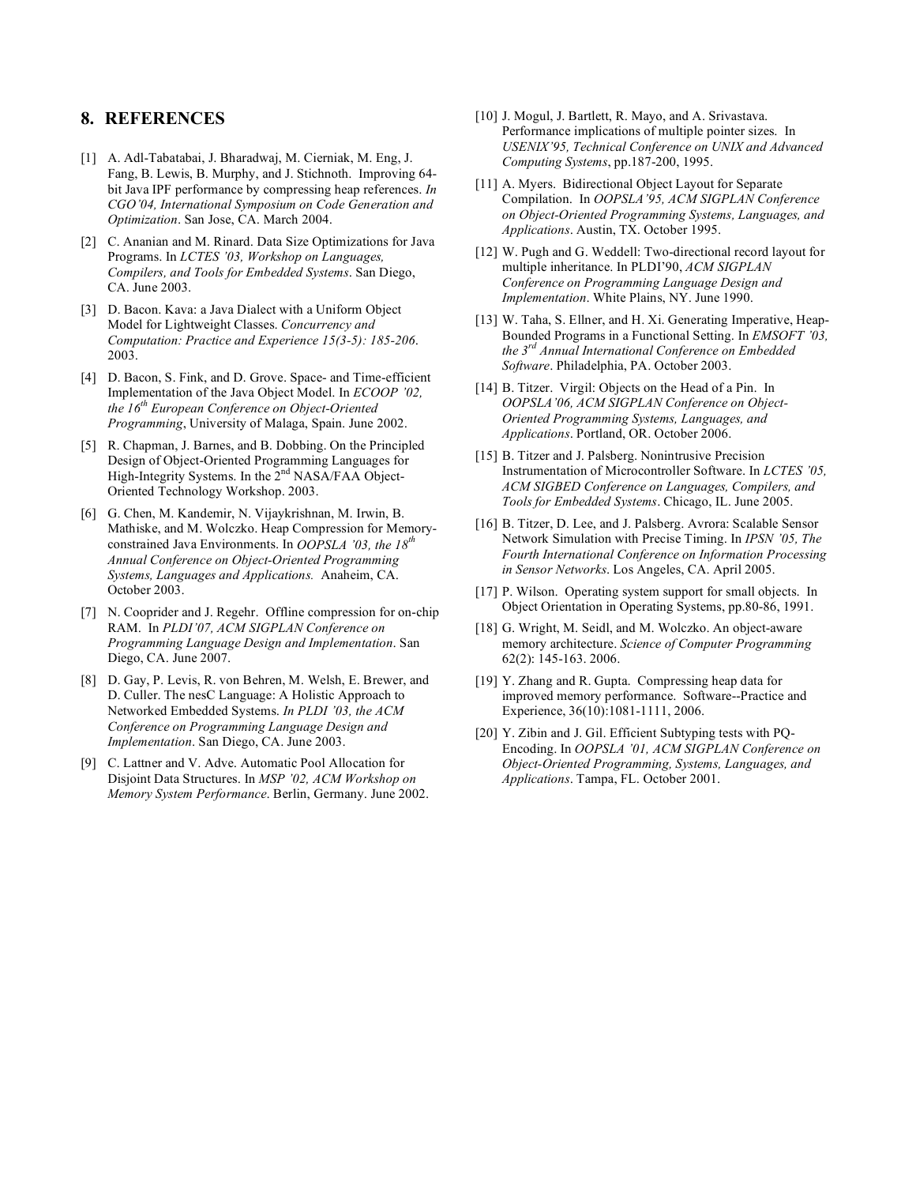## 8. REFERENCES

[1] A. Adl-Tabatabai, J. Bharadwaj, M. Cierniak, M. Eng, J. Fang, B. Lewis, B. Murphy, and J. Stichnoth. Improving 64-bit Java IPF performance by compressing heap references. *In CGO'04, International Symposium on Code Generation and Optimization*. San Jose, CA. March 2004.

[2] C. Ananian and M. Rinard. Data Size Optimizations for Java Programs. In *LCTES '03, Workshop on Languages, Compilers, and Tools for Embedded Systems*. San Diego, CA. June 2003.

[3] D. Bacon. Kava: a Java Dialect with a Uniform Object Model for Lightweight Classes. *Concurrency and Computation: Practice and Experience 15(3-5): 185-206*. 2003.

[4] D. Bacon, S. Fink, and D. Grove. Space- and Time-efficient Implementation of the Java Object Model. In *ECOOP '02, the 16th European Conference on Object-Oriented Programming*, University of Malaga, Spain. June 2002.

[5] R. Chapman, J. Barnes, and B. Dobbing. On the Principled Design of Object-Oriented Programming Languages for High-Integrity Systems. In the 2nd NASA/FAA Object-Oriented Technology Workshop. 2003.

[6] G. Chen, M. Kandemir, N. Vijaykrishnan, M. Irwin, B. Mathiske, and M. Wolczko. Heap Compression for Memory-constrained Java Environments. In *OOPSLA '03, the 18th Annual Conference on Object-Oriented Programming Systems, Languages and Applications.* Anaheim, CA. October 2003.

[7] N. Cooprider and J. Regehr. Offline compression for on-chip RAM. In *PLDI'07, ACM SIGPLAN Conference on Programming Language Design and Implementation*. San Diego, CA. June 2007.

[8] D. Gay, P. Levis, R. von Behren, M. Welsh, E. Brewer, and D. Culler. The nesC Language: A Holistic Approach to Networked Embedded Systems. *In PLDI '03, the ACM Conference on Programming Language Design and Implementation*. San Diego, CA. June 2003.

[9] C. Lattner and V. Adve. Automatic Pool Allocation for Disjoint Data Structures. In *MSP '02, ACM Workshop on Memory System Performance*. Berlin, Germany. June 2002.

[10] J. Mogul, J. Bartlett, R. Mayo, and A. Srivastava. Performance implications of multiple pointer sizes. In *USENIX'95, Technical Conference on UNIX and Advanced Computing Systems*, pp.187-200, 1995.

[11] A. Myers. Bidirectional Object Layout for Separate Compilation. In *OOPSLA'95, ACM SIGPLAN Conference on Object-Oriented Programming Systems, Languages, and Applications*. Austin, TX. October 1995.

[12] W. Pugh and G. Weddell: Two-directional record layout for multiple inheritance. In PLDI'90, *ACM SIGPLAN Conference on Programming Language Design and Implementation*. White Plains, NY. June 1990.

[13] W. Taha, S. Ellner, and H. Xi. Generating Imperative, Heap-Bounded Programs in a Functional Setting. In *EMSOFT '03, the 3rd Annual International Conference on Embedded Software*. Philadelphia, PA. October 2003.

[14] B. Titzer. Virgil: Objects on the Head of a Pin. In *OOPSLA'06, ACM SIGPLAN Conference on Object-Oriented Programming Systems, Languages, and Applications*. Portland, OR. October 2006.

[15] B. Titzer and J. Palsberg. Nonintrusive Precision Instrumentation of Microcontroller Software. In *LCTES '05, ACM SIGBED Conference on Languages, Compilers, and Tools for Embedded Systems*. Chicago, IL. June 2005.

[16] B. Titzer, D. Lee, and J. Palsberg. Avrora: Scalable Sensor Network Simulation with Precise Timing. In *IPSN '05, The Fourth International Conference on Information Processing in Sensor Networks*. Los Angeles, CA. April 2005.

[17] P. Wilson. Operating system support for small objects. In Object Orientation in Operating Systems, pp.80-86, 1991.

[18] G. Wright, M. Seidl, and M. Wolczko. An object-aware memory architecture. *Science of Computer Programming* 62(2): 145-163. 2006.

[19] Y. Zhang and R. Gupta. Compressing heap data for improved memory performance. Software--Practice and Experience, 36(10):1081-1111, 2006.

[20] Y. Zibin and J. Gil. Efficient Subtyping tests with PQ-Encoding. In *OOPSLA '01, ACM SIGPLAN Conference on Object-Oriented Programming, Systems, Languages, and Applications*. Tampa, FL. October 2001.